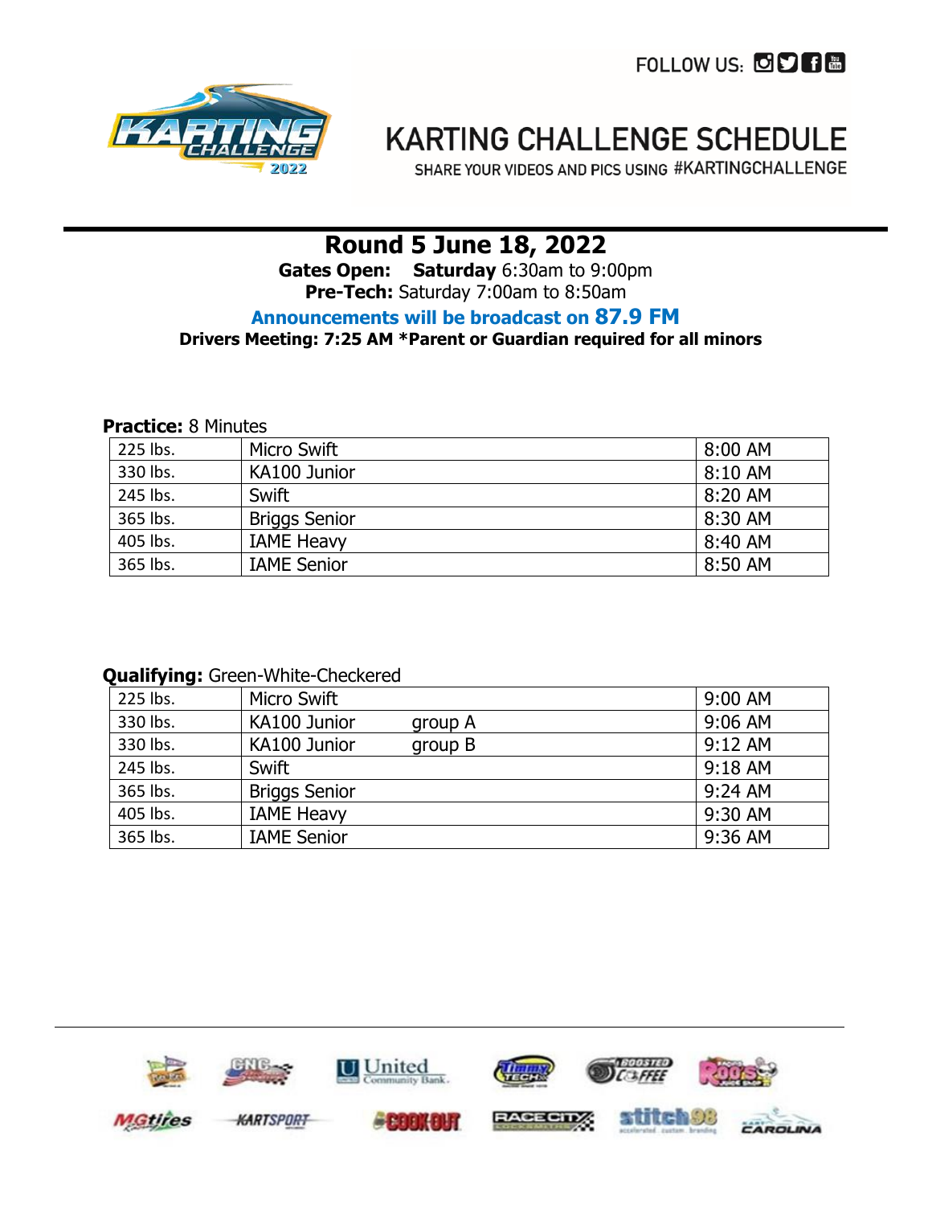FOLLOW US:

# KARTING CHALLENGE SCHEDULE

SHARE YOUR VIDEOS AND PICS USING #KARTINGCHALLENGE

## Round 5 June 18, 2022

**Gates Open:** **Saturday** 6:30am to 9:00pm

**Pre-Tech:** Saturday 7:00am to 8:50am

**Announcements will be broadcast on 87.9 FM**

**Drivers Meeting: 7:25 AM *Parent or Guardian required for all minors**

**Practice:** 8 Minutes

| | | |
|---|---|---|
| 225 lbs. | Micro Swift | 8:00 AM |
| 330 lbs. | KA100 Junior | 8:10 AM |
| 245 lbs. | Swift | 8:20 AM |
| 365 lbs. | Briggs Senior | 8:30 AM |
| 405 lbs. | IAME Heavy | 8:40 AM |
| 365 lbs. | IAME Senior | 8:50 AM |

**Qualifying:** Green-White-Checkered

| | | |
|---|---|---|
| 225 lbs. | Micro Swift | 9:00 AM |
| 330 lbs. | KA100 Junior group A | 9:06 AM |
| 330 lbs. | KA100 Junior group B | 9:12 AM |
| 245 lbs. | Swift | 9:18 AM |
| 365 lbs. | Briggs Senior | 9:24 AM |
| 405 lbs. | IAME Heavy | 9:30 AM |
| 365 lbs. | IAME Senior | 9:36 AM |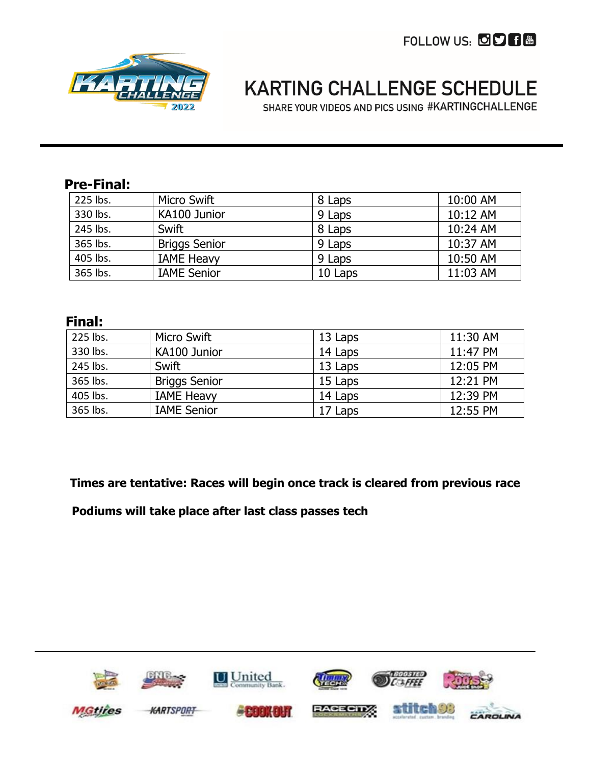# KARTING CHALLENGE SCHEDULE

SHARE YOUR VIDEOS AND PICS USING #KARTINGCHALLENGE

FOLLOW US:

## Pre-Final:

| | | | |
|---|---|---|---|
| 225 lbs. | Micro Swift | 8 Laps | 10:00 AM |
| 330 lbs. | KA100 Junior | 9 Laps | 10:12 AM |
| 245 lbs. | Swift | 8 Laps | 10:24 AM |
| 365 lbs. | Briggs Senior | 9 Laps | 10:37 AM |
| 405 lbs. | IAME Heavy | 9 Laps | 10:50 AM |
| 365 lbs. | IAME Senior | 10 Laps | 11:03 AM |

## Final:

| | | | |
|---|---|---|---|
| 225 lbs. | Micro Swift | 13 Laps | 11:30 AM |
| 330 lbs. | KA100 Junior | 14 Laps | 11:47 PM |
| 245 lbs. | Swift | 13 Laps | 12:05 PM |
| 365 lbs. | Briggs Senior | 15 Laps | 12:21 PM |
| 405 lbs. | IAME Heavy | 14 Laps | 12:39 PM |
| 365 lbs. | IAME Senior | 17 Laps | 12:55 PM |

**Times are tentative: Races will begin once track is cleared from previous race**

**Podiums will take place after last class passes tech**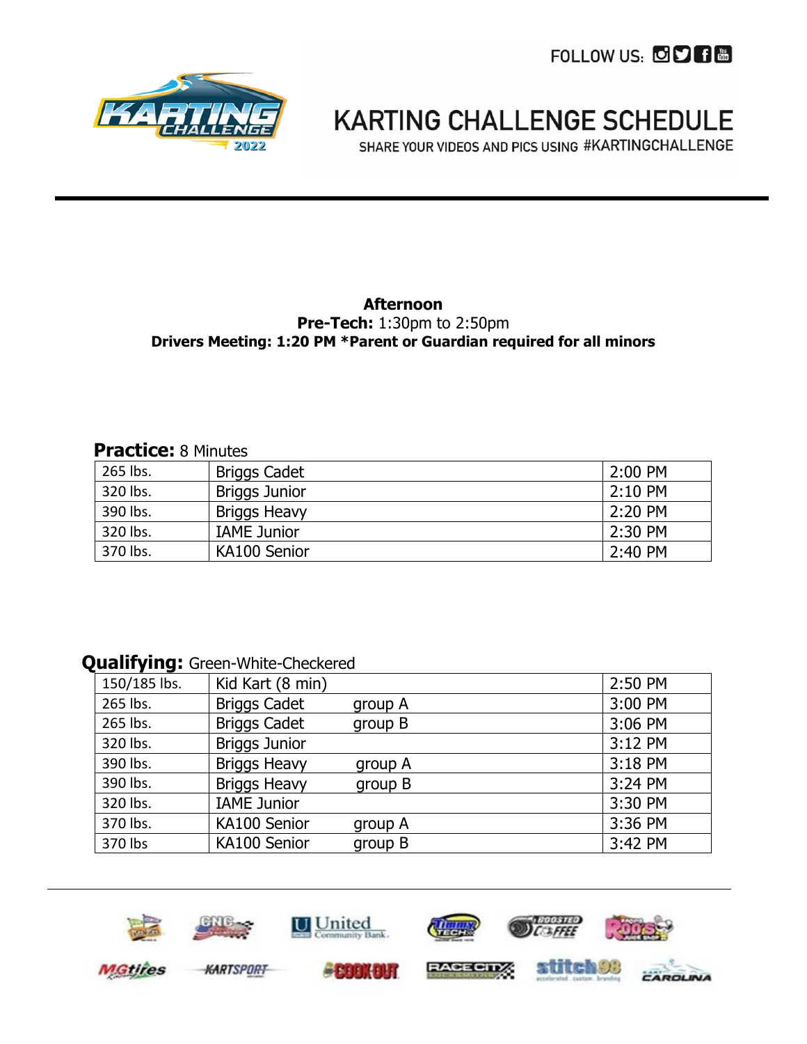FOLLOW US:

# KARTING CHALLENGE SCHEDULE

SHARE YOUR VIDEOS AND PICS USING #KARTINGCHALLENGE

---

**Afternoon**

**Pre-Tech:** 1:30pm to 2:50pm

**Drivers Meeting: 1:20 PM *Parent or Guardian required for all minors**

**Practice:** 8 Minutes

| | | |
|---|---|---|
| 265 lbs. | Briggs Cadet | 2:00 PM |
| 320 lbs. | Briggs Junior | 2:10 PM |
| 390 lbs. | Briggs Heavy | 2:20 PM |
| 320 lbs. | IAME Junior | 2:30 PM |
| 370 lbs. | KA100 Senior | 2:40 PM |

**Qualifying:** Green-White-Checkered

| | | |
|---|---|---|
| 150/185 lbs. | Kid Kart (8 min) | 2:50 PM |
| 265 lbs. | Briggs Cadet group A | 3:00 PM |
| 265 lbs. | Briggs Cadet group B | 3:06 PM |
| 320 lbs. | Briggs Junior | 3:12 PM |
| 390 lbs. | Briggs Heavy group A | 3:18 PM |
| 390 lbs. | Briggs Heavy group B | 3:24 PM |
| 320 lbs. | IAME Junior | 3:30 PM |
| 370 lbs. | KA100 Senior group A | 3:36 PM |
| 370 lbs | KA100 Senior group B | 3:42 PM |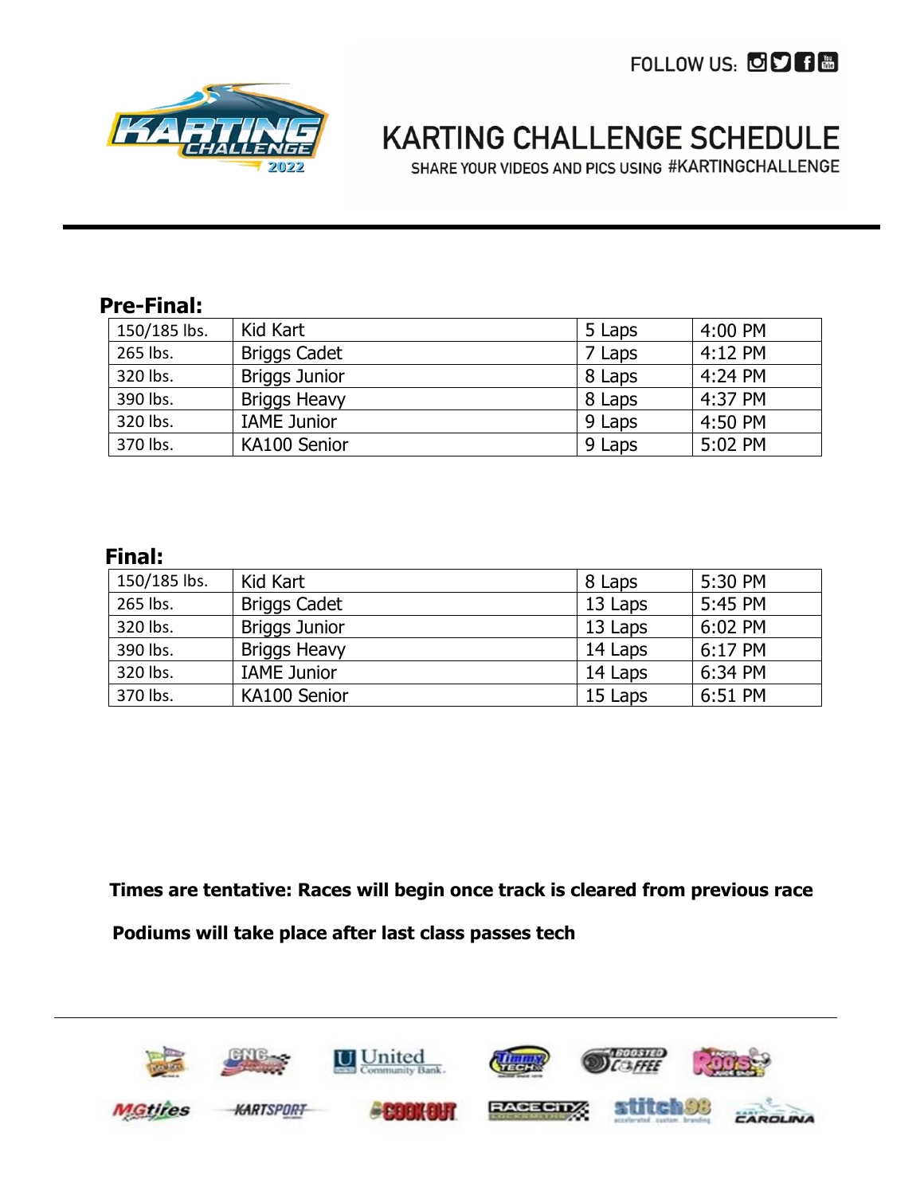FOLLOW US:

# KARTING CHALLENGE SCHEDULE

SHARE YOUR VIDEOS AND PICS USING #KARTINGCHALLENGE

## Pre-Final:

| | | | |
|---|---|---|---|
| 150/185 lbs. | Kid Kart | 5 Laps | 4:00 PM |
| 265 lbs. | Briggs Cadet | 7 Laps | 4:12 PM |
| 320 lbs. | Briggs Junior | 8 Laps | 4:24 PM |
| 390 lbs. | Briggs Heavy | 8 Laps | 4:37 PM |
| 320 lbs. | IAME Junior | 9 Laps | 4:50 PM |
| 370 lbs. | KA100 Senior | 9 Laps | 5:02 PM |

## Final:

| | | | |
|---|---|---|---|
| 150/185 lbs. | Kid Kart | 8 Laps | 5:30 PM |
| 265 lbs. | Briggs Cadet | 13 Laps | 5:45 PM |
| 320 lbs. | Briggs Junior | 13 Laps | 6:02 PM |
| 390 lbs. | Briggs Heavy | 14 Laps | 6:17 PM |
| 320 lbs. | IAME Junior | 14 Laps | 6:34 PM |
| 370 lbs. | KA100 Senior | 15 Laps | 6:51 PM |

**Times are tentative: Races will begin once track is cleared from previous race**

**Podiums will take place after last class passes tech**